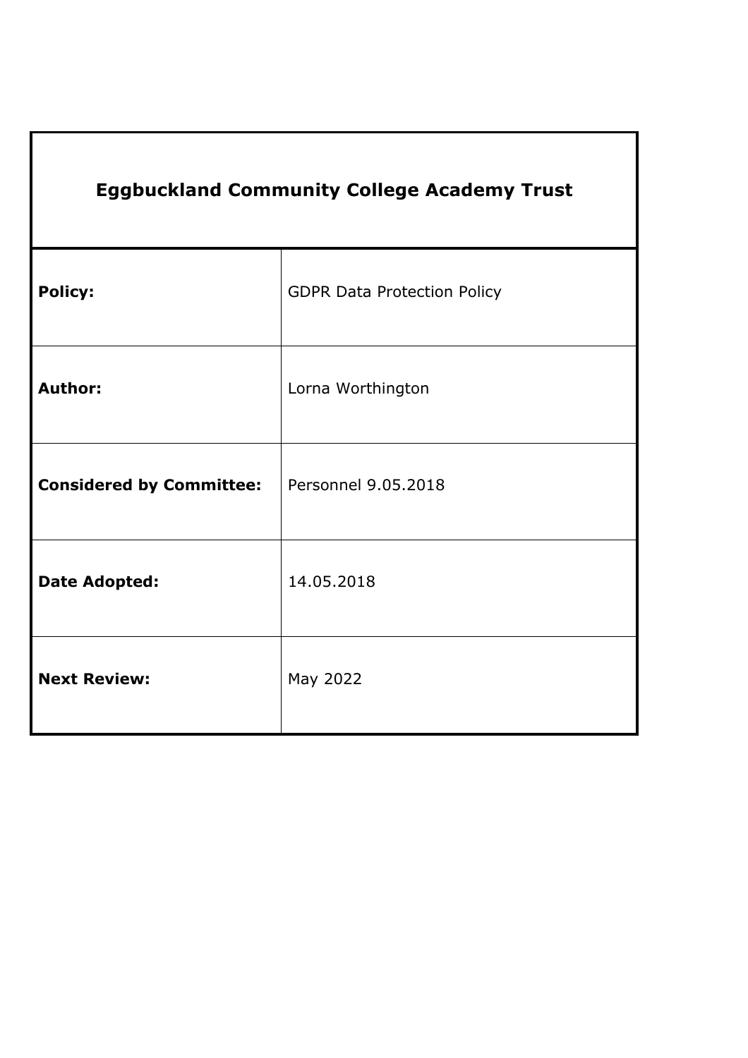| Eggbuckland Community College Academy Trust | |
|---|---|
| **Policy:** | GDPR Data Protection Policy |
| **Author:** | Lorna Worthington |
| **Considered by Committee:** | Personnel 9.05.2018 |
| **Date Adopted:** | 14.05.2018 |
| **Next Review:** | May 2022 |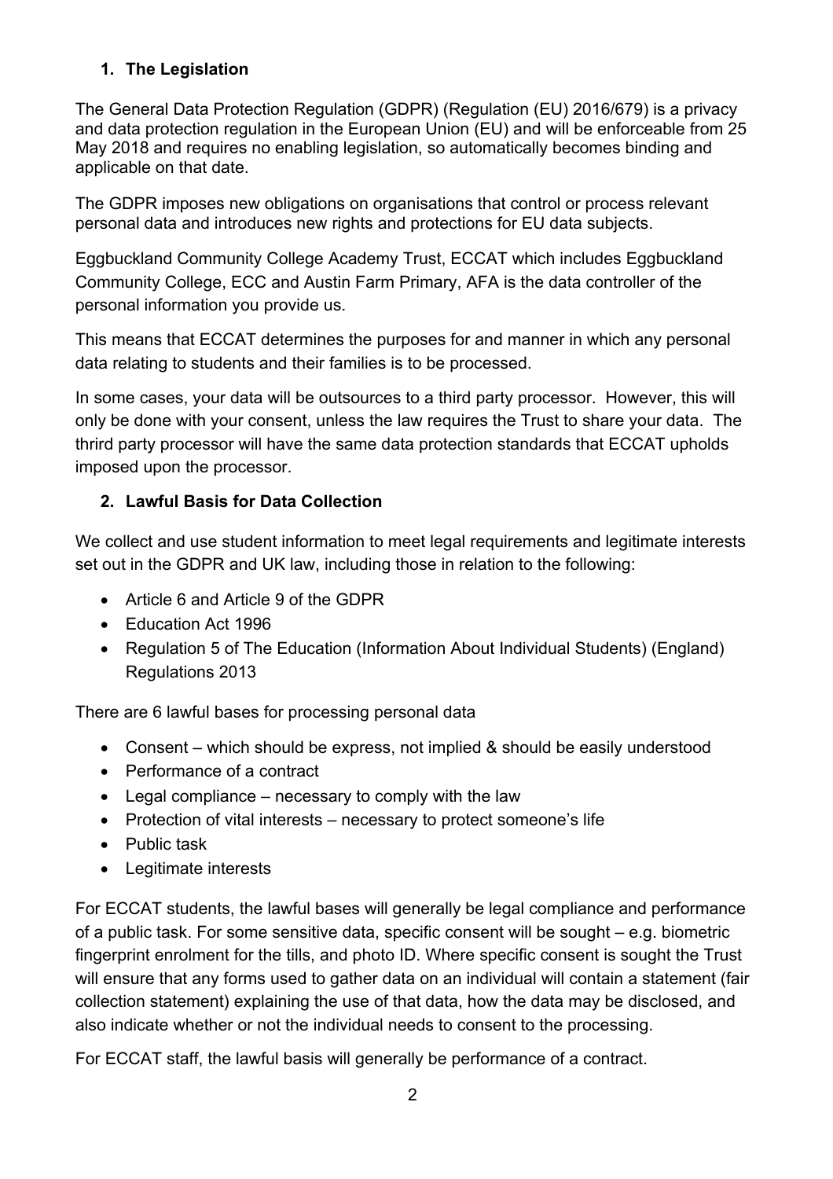## 1. The Legislation

The General Data Protection Regulation (GDPR) (Regulation (EU) 2016/679) is a privacy and data protection regulation in the European Union (EU) and will be enforceable from 25 May 2018 and requires no enabling legislation, so automatically becomes binding and applicable on that date.

The GDPR imposes new obligations on organisations that control or process relevant personal data and introduces new rights and protections for EU data subjects.

Eggbuckland Community College Academy Trust, ECCAT which includes Eggbuckland Community College, ECC and Austin Farm Primary, AFA is the data controller of the personal information you provide us.

This means that ECCAT determines the purposes for and manner in which any personal data relating to students and their families is to be processed.

In some cases, your data will be outsources to a third party processor. However, this will only be done with your consent, unless the law requires the Trust to share your data. The thrird party processor will have the same data protection standards that ECCAT upholds imposed upon the processor.

## 2. Lawful Basis for Data Collection

We collect and use student information to meet legal requirements and legitimate interests set out in the GDPR and UK law, including those in relation to the following:

- Article 6 and Article 9 of the GDPR
- Education Act 1996
- Regulation 5 of The Education (Information About Individual Students) (England) Regulations 2013

There are 6 lawful bases for processing personal data

- Consent – which should be express, not implied & should be easily understood
- Performance of a contract
- Legal compliance – necessary to comply with the law
- Protection of vital interests – necessary to protect someone's life
- Public task
- Legitimate interests

For ECCAT students, the lawful bases will generally be legal compliance and performance of a public task. For some sensitive data, specific consent will be sought – e.g. biometric fingerprint enrolment for the tills, and photo ID. Where specific consent is sought the Trust will ensure that any forms used to gather data on an individual will contain a statement (fair collection statement) explaining the use of that data, how the data may be disclosed, and also indicate whether or not the individual needs to consent to the processing.

For ECCAT staff, the lawful basis will generally be performance of a contract.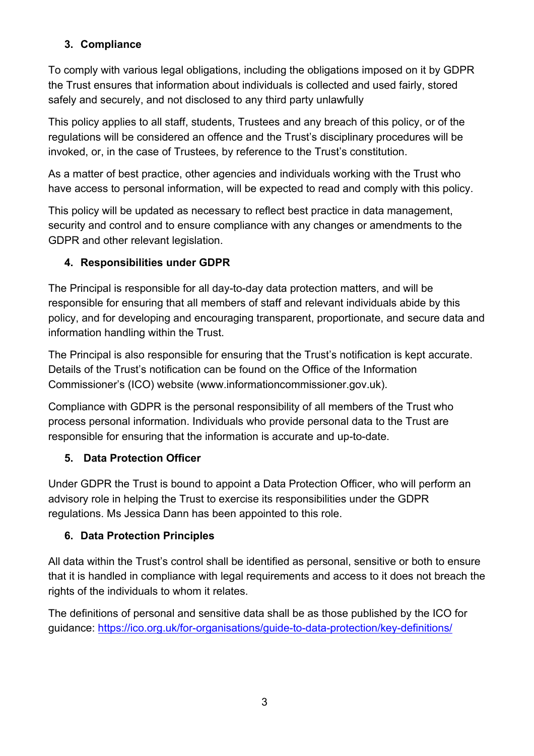## 3. Compliance

To comply with various legal obligations, including the obligations imposed on it by GDPR the Trust ensures that information about individuals is collected and used fairly, stored safely and securely, and not disclosed to any third party unlawfully

This policy applies to all staff, students, Trustees and any breach of this policy, or of the regulations will be considered an offence and the Trust's disciplinary procedures will be invoked, or, in the case of Trustees, by reference to the Trust's constitution.

As a matter of best practice, other agencies and individuals working with the Trust who have access to personal information, will be expected to read and comply with this policy.

This policy will be updated as necessary to reflect best practice in data management, security and control and to ensure compliance with any changes or amendments to the GDPR and other relevant legislation.

## 4. Responsibilities under GDPR

The Principal is responsible for all day-to-day data protection matters, and will be responsible for ensuring that all members of staff and relevant individuals abide by this policy, and for developing and encouraging transparent, proportionate, and secure data and information handling within the Trust.

The Principal is also responsible for ensuring that the Trust's notification is kept accurate. Details of the Trust's notification can be found on the Office of the Information Commissioner's (ICO) website (www.informationcommissioner.gov.uk).

Compliance with GDPR is the personal responsibility of all members of the Trust who process personal information. Individuals who provide personal data to the Trust are responsible for ensuring that the information is accurate and up-to-date.

## 5. Data Protection Officer

Under GDPR the Trust is bound to appoint a Data Protection Officer, who will perform an advisory role in helping the Trust to exercise its responsibilities under the GDPR regulations. Ms Jessica Dann has been appointed to this role.

## 6. Data Protection Principles

All data within the Trust's control shall be identified as personal, sensitive or both to ensure that it is handled in compliance with legal requirements and access to it does not breach the rights of the individuals to whom it relates.

The definitions of personal and sensitive data shall be as those published by the ICO for guidance: https://ico.org.uk/for-organisations/guide-to-data-protection/key-definitions/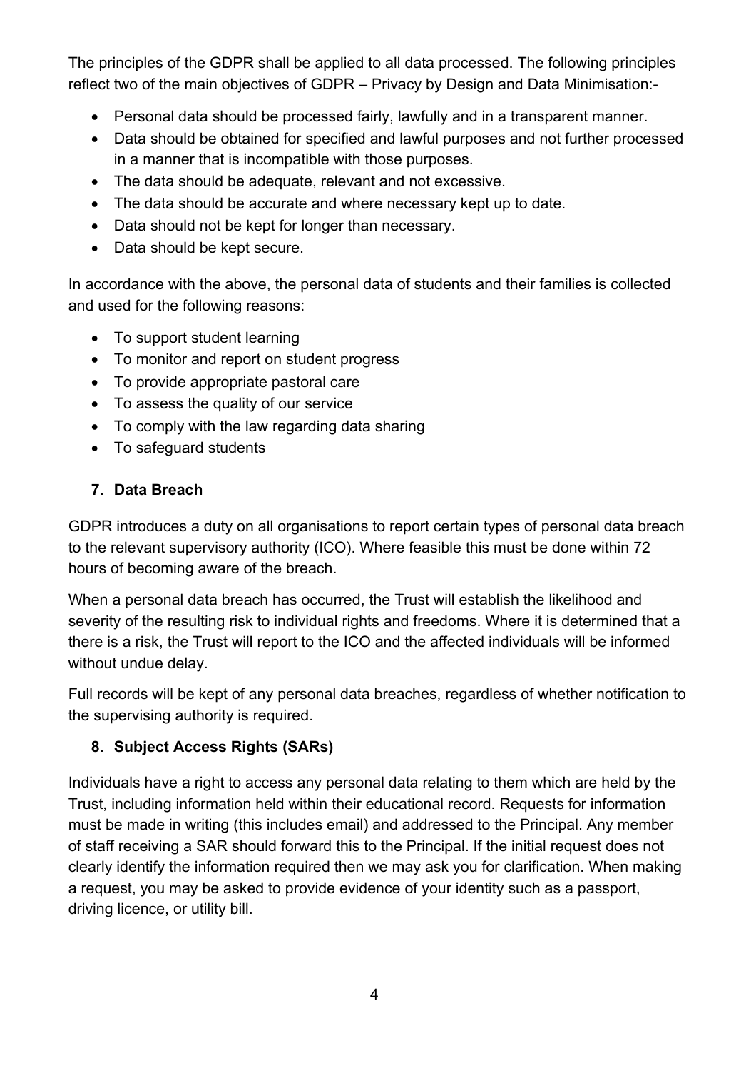The principles of the GDPR shall be applied to all data processed. The following principles reflect two of the main objectives of GDPR – Privacy by Design and Data Minimisation:-

- Personal data should be processed fairly, lawfully and in a transparent manner.
- Data should be obtained for specified and lawful purposes and not further processed in a manner that is incompatible with those purposes.
- The data should be adequate, relevant and not excessive.
- The data should be accurate and where necessary kept up to date.
- Data should not be kept for longer than necessary.
- Data should be kept secure.

In accordance with the above, the personal data of students and their families is collected and used for the following reasons:

- To support student learning
- To monitor and report on student progress
- To provide appropriate pastoral care
- To assess the quality of our service
- To comply with the law regarding data sharing
- To safeguard students

## 7. Data Breach

GDPR introduces a duty on all organisations to report certain types of personal data breach to the relevant supervisory authority (ICO). Where feasible this must be done within 72 hours of becoming aware of the breach.

When a personal data breach has occurred, the Trust will establish the likelihood and severity of the resulting risk to individual rights and freedoms. Where it is determined that a there is a risk, the Trust will report to the ICO and the affected individuals will be informed without undue delay.

Full records will be kept of any personal data breaches, regardless of whether notification to the supervising authority is required.

## 8. Subject Access Rights (SARs)

Individuals have a right to access any personal data relating to them which are held by the Trust, including information held within their educational record. Requests for information must be made in writing (this includes email) and addressed to the Principal. Any member of staff receiving a SAR should forward this to the Principal. If the initial request does not clearly identify the information required then we may ask you for clarification. When making a request, you may be asked to provide evidence of your identity such as a passport, driving licence, or utility bill.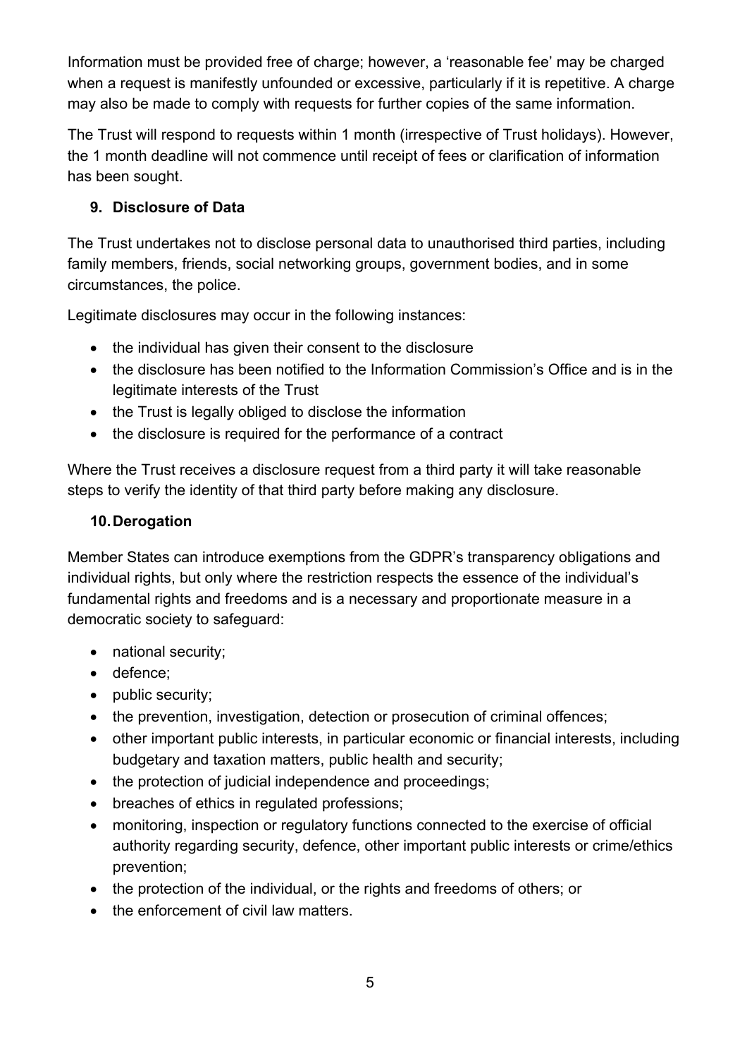Information must be provided free of charge; however, a 'reasonable fee' may be charged when a request is manifestly unfounded or excessive, particularly if it is repetitive. A charge may also be made to comply with requests for further copies of the same information.

The Trust will respond to requests within 1 month (irrespective of Trust holidays). However, the 1 month deadline will not commence until receipt of fees or clarification of information has been sought.

## 9. Disclosure of Data

The Trust undertakes not to disclose personal data to unauthorised third parties, including family members, friends, social networking groups, government bodies, and in some circumstances, the police.

Legitimate disclosures may occur in the following instances:

- the individual has given their consent to the disclosure
- the disclosure has been notified to the Information Commission's Office and is in the legitimate interests of the Trust
- the Trust is legally obliged to disclose the information
- the disclosure is required for the performance of a contract

Where the Trust receives a disclosure request from a third party it will take reasonable steps to verify the identity of that third party before making any disclosure.

## 10. Derogation

Member States can introduce exemptions from the GDPR's transparency obligations and individual rights, but only where the restriction respects the essence of the individual's fundamental rights and freedoms and is a necessary and proportionate measure in a democratic society to safeguard:

- national security;
- defence;
- public security;
- the prevention, investigation, detection or prosecution of criminal offences;
- other important public interests, in particular economic or financial interests, including budgetary and taxation matters, public health and security;
- the protection of judicial independence and proceedings;
- breaches of ethics in regulated professions;
- monitoring, inspection or regulatory functions connected to the exercise of official authority regarding security, defence, other important public interests or crime/ethics prevention;
- the protection of the individual, or the rights and freedoms of others; or
- the enforcement of civil law matters.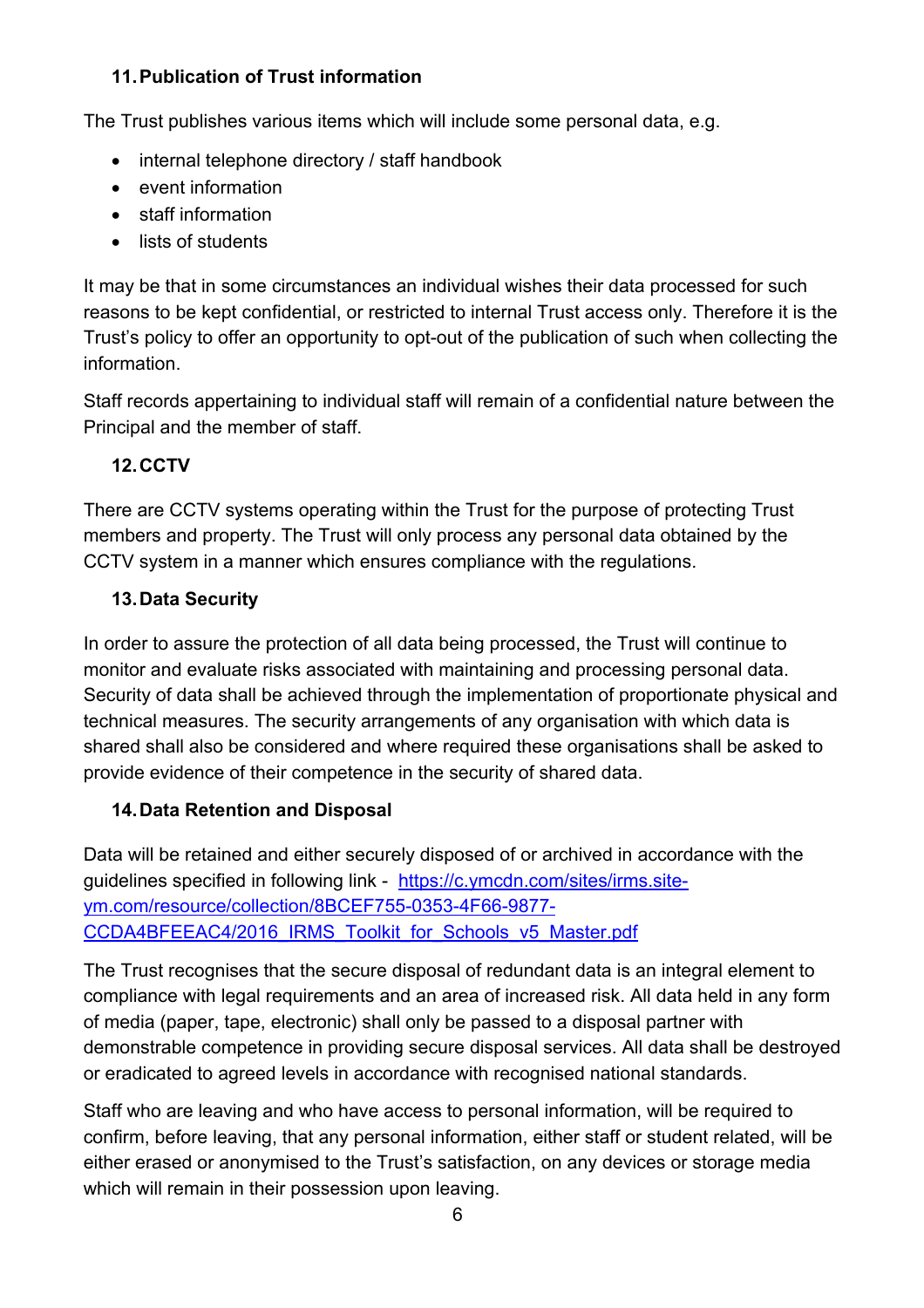## 11. Publication of Trust information

The Trust publishes various items which will include some personal data, e.g.

- internal telephone directory / staff handbook
- event information
- staff information
- lists of students

It may be that in some circumstances an individual wishes their data processed for such reasons to be kept confidential, or restricted to internal Trust access only. Therefore it is the Trust's policy to offer an opportunity to opt-out of the publication of such when collecting the information.

Staff records appertaining to individual staff will remain of a confidential nature between the Principal and the member of staff.

## 12. CCTV

There are CCTV systems operating within the Trust for the purpose of protecting Trust members and property. The Trust will only process any personal data obtained by the CCTV system in a manner which ensures compliance with the regulations.

## 13. Data Security

In order to assure the protection of all data being processed, the Trust will continue to monitor and evaluate risks associated with maintaining and processing personal data. Security of data shall be achieved through the implementation of proportionate physical and technical measures. The security arrangements of any organisation with which data is shared shall also be considered and where required these organisations shall be asked to provide evidence of their competence in the security of shared data.

## 14. Data Retention and Disposal

Data will be retained and either securely disposed of or archived in accordance with the guidelines specified in following link - [https://c.ymcdn.com/sites/irms.site-ym.com/resource/collection/8BCEF755-0353-4F66-9877-CCDA4BFEEAC4/2016_IRMS_Toolkit_for_Schools_v5_Master.pdf](https://c.ymcdn.com/sites/irms.site-ym.com/resource/collection/8BCEF755-0353-4F66-9877-CCDA4BFEEAC4/2016_IRMS_Toolkit_for_Schools_v5_Master.pdf)

The Trust recognises that the secure disposal of redundant data is an integral element to compliance with legal requirements and an area of increased risk. All data held in any form of media (paper, tape, electronic) shall only be passed to a disposal partner with demonstrable competence in providing secure disposal services. All data shall be destroyed or eradicated to agreed levels in accordance with recognised national standards.

Staff who are leaving and who have access to personal information, will be required to confirm, before leaving, that any personal information, either staff or student related, will be either erased or anonymised to the Trust's satisfaction, on any devices or storage media which will remain in their possession upon leaving.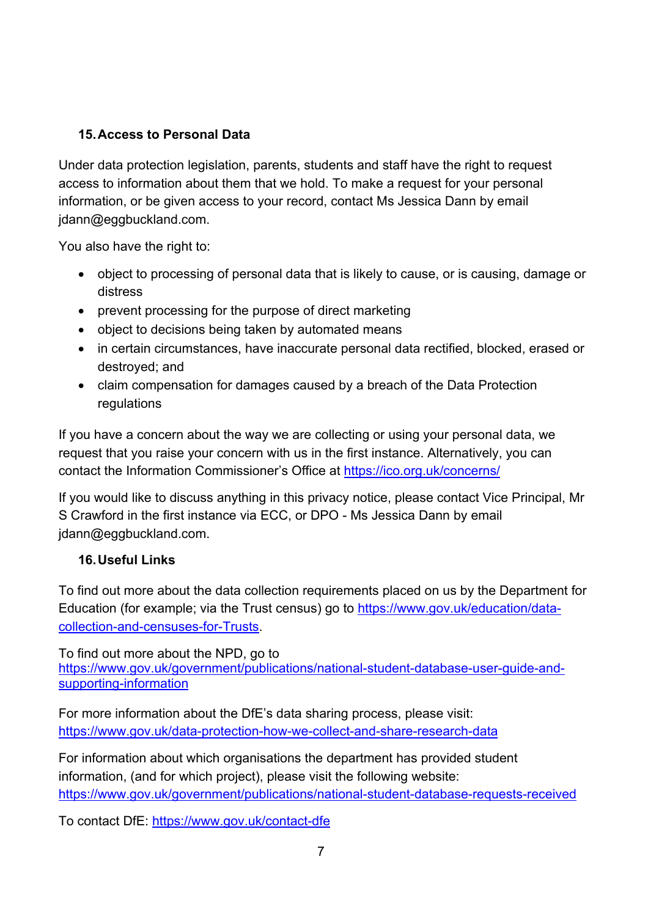## 15. Access to Personal Data

Under data protection legislation, parents, students and staff have the right to request access to information about them that we hold. To make a request for your personal information, or be given access to your record, contact Ms Jessica Dann by email jdann@eggbuckland.com.

You also have the right to:

- object to processing of personal data that is likely to cause, or is causing, damage or distress
- prevent processing for the purpose of direct marketing
- object to decisions being taken by automated means
- in certain circumstances, have inaccurate personal data rectified, blocked, erased or destroyed; and
- claim compensation for damages caused by a breach of the Data Protection regulations

If you have a concern about the way we are collecting or using your personal data, we request that you raise your concern with us in the first instance. Alternatively, you can contact the Information Commissioner's Office at https://ico.org.uk/concerns/

If you would like to discuss anything in this privacy notice, please contact Vice Principal, Mr S Crawford in the first instance via ECC, or DPO - Ms Jessica Dann by email jdann@eggbuckland.com.

## 16. Useful Links

To find out more about the data collection requirements placed on us by the Department for Education (for example; via the Trust census) go to https://www.gov.uk/education/data-collection-and-censuses-for-Trusts.

To find out more about the NPD, go to
https://www.gov.uk/government/publications/national-student-database-user-guide-and-supporting-information

For more information about the DfE's data sharing process, please visit:
https://www.gov.uk/data-protection-how-we-collect-and-share-research-data

For information about which organisations the department has provided student information, (and for which project), please visit the following website:
https://www.gov.uk/government/publications/national-student-database-requests-received

To contact DfE: https://www.gov.uk/contact-dfe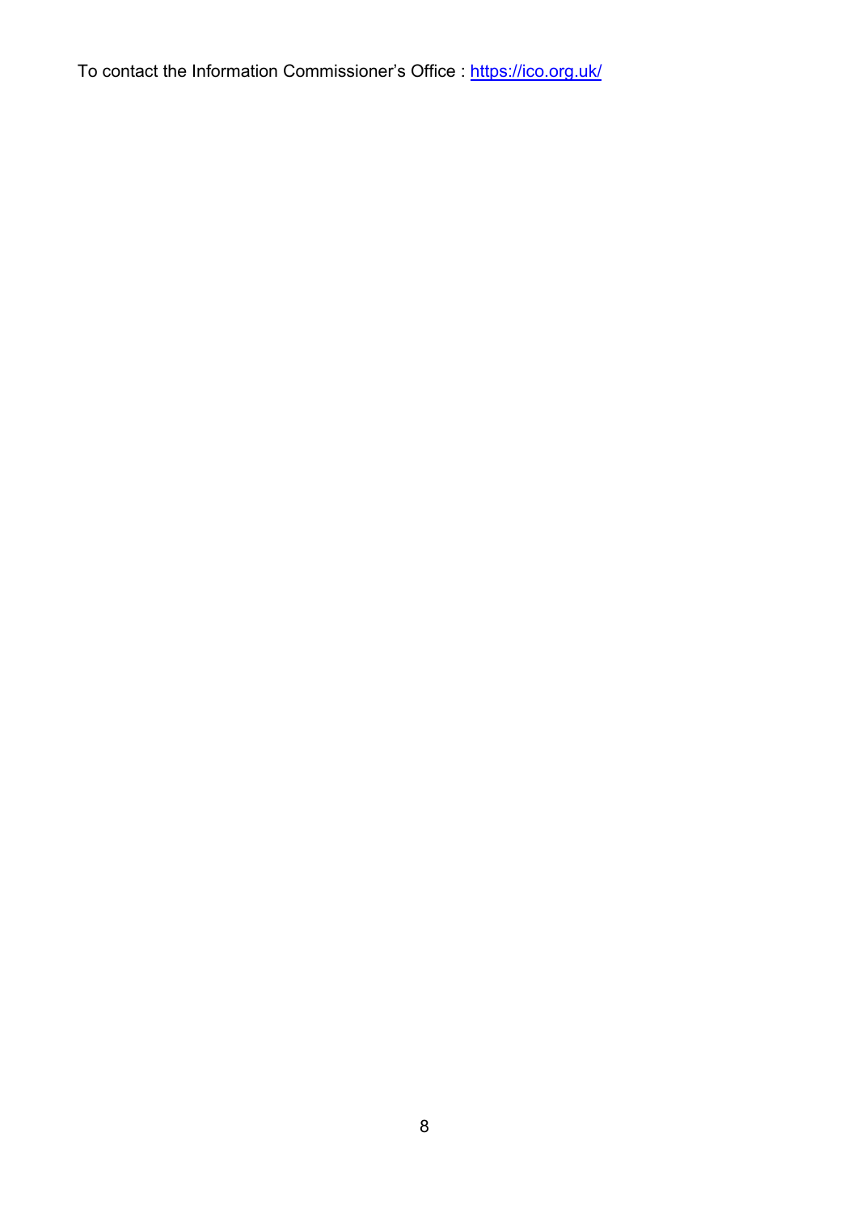To contact the Information Commissioner’s Office : [https://ico.org.uk/](https://ico.org.uk/)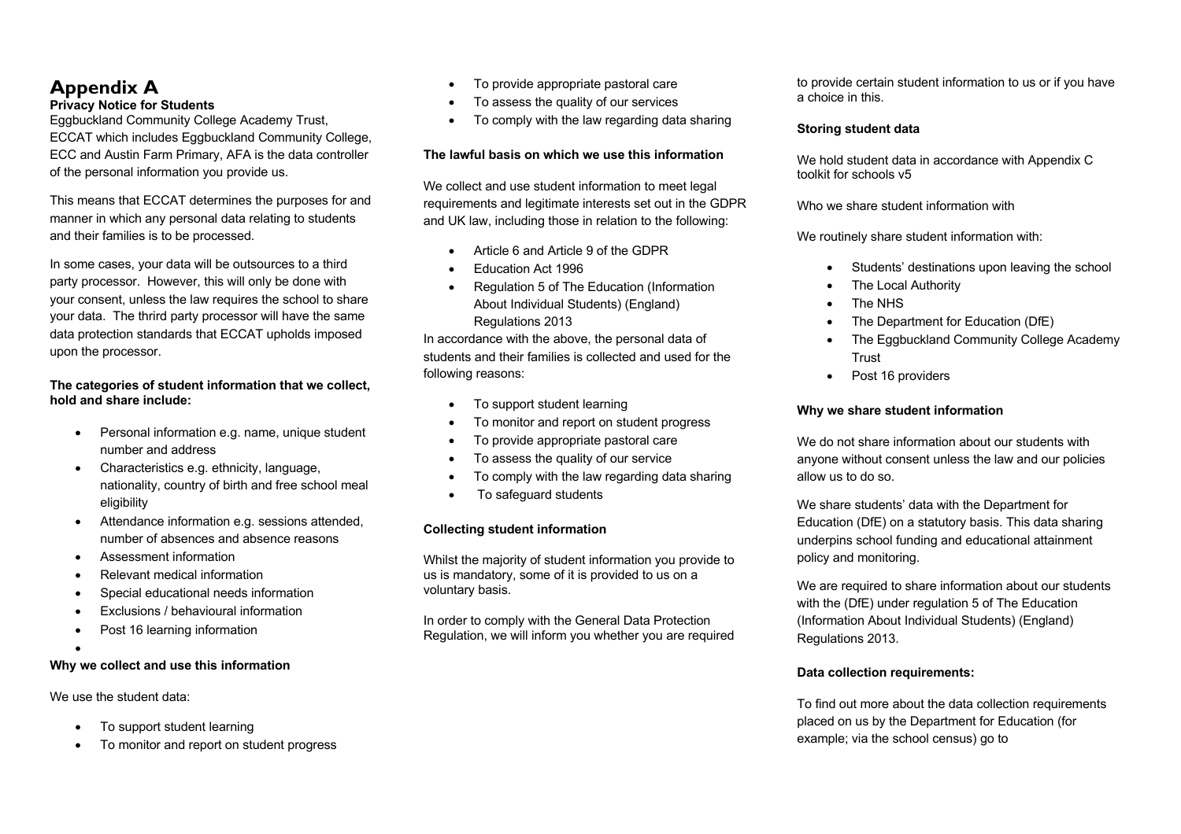# Appendix A

**Privacy Notice for Students**

Eggbuckland Community College Academy Trust, ECCAT which includes Eggbuckland Community College, ECC and Austin Farm Primary, AFA is the data controller of the personal information you provide us.

This means that ECCAT determines the purposes for and manner in which any personal data relating to students and their families is to be processed.

In some cases, your data will be outsources to a third party processor. However, this will only be done with your consent, unless the law requires the school to share your data. The thrird party processor will have the same data protection standards that ECCAT upholds imposed upon the processor.

**The categories of student information that we collect, hold and share include:**

- Personal information e.g. name, unique student number and address
- Characteristics e.g. ethnicity, language, nationality, country of birth and free school meal eligibility
- Attendance information e.g. sessions attended, number of absences and absence reasons
- Assessment information
- Relevant medical information
- Special educational needs information
- Exclusions / behavioural information
- Post 16 learning information
-

**Why we collect and use this information**

We use the student data:

- To support student learning
- To monitor and report on student progress
- To provide appropriate pastoral care
- To assess the quality of our services
- To comply with the law regarding data sharing

**The lawful basis on which we use this information**

We collect and use student information to meet legal requirements and legitimate interests set out in the GDPR and UK law, including those in relation to the following:

- Article 6 and Article 9 of the GDPR
- Education Act 1996
- Regulation 5 of The Education (Information About Individual Students) (England) Regulations 2013

In accordance with the above, the personal data of students and their families is collected and used for the following reasons:

- To support student learning
- To monitor and report on student progress
- To provide appropriate pastoral care
- To assess the quality of our service
- To comply with the law regarding data sharing
- To safeguard students

**Collecting student information**

Whilst the majority of student information you provide to us is mandatory, some of it is provided to us on a voluntary basis.

In order to comply with the General Data Protection Regulation, we will inform you whether you are required to provide certain student information to us or if you have a choice in this.

**Storing student data**

We hold student data in accordance with Appendix C toolkit for schools v5

Who we share student information with

We routinely share student information with:

- Students' destinations upon leaving the school
- The Local Authority
- The NHS
- The Department for Education (DfE)
- The Eggbuckland Community College Academy Trust
- Post 16 providers

**Why we share student information**

We do not share information about our students with anyone without consent unless the law and our policies allow us to do so.

We share students' data with the Department for Education (DfE) on a statutory basis. This data sharing underpins school funding and educational attainment policy and monitoring.

We are required to share information about our students with the (DfE) under regulation 5 of The Education (Information About Individual Students) (England) Regulations 2013.

**Data collection requirements:**

To find out more about the data collection requirements placed on us by the Department for Education (for example; via the school census) go to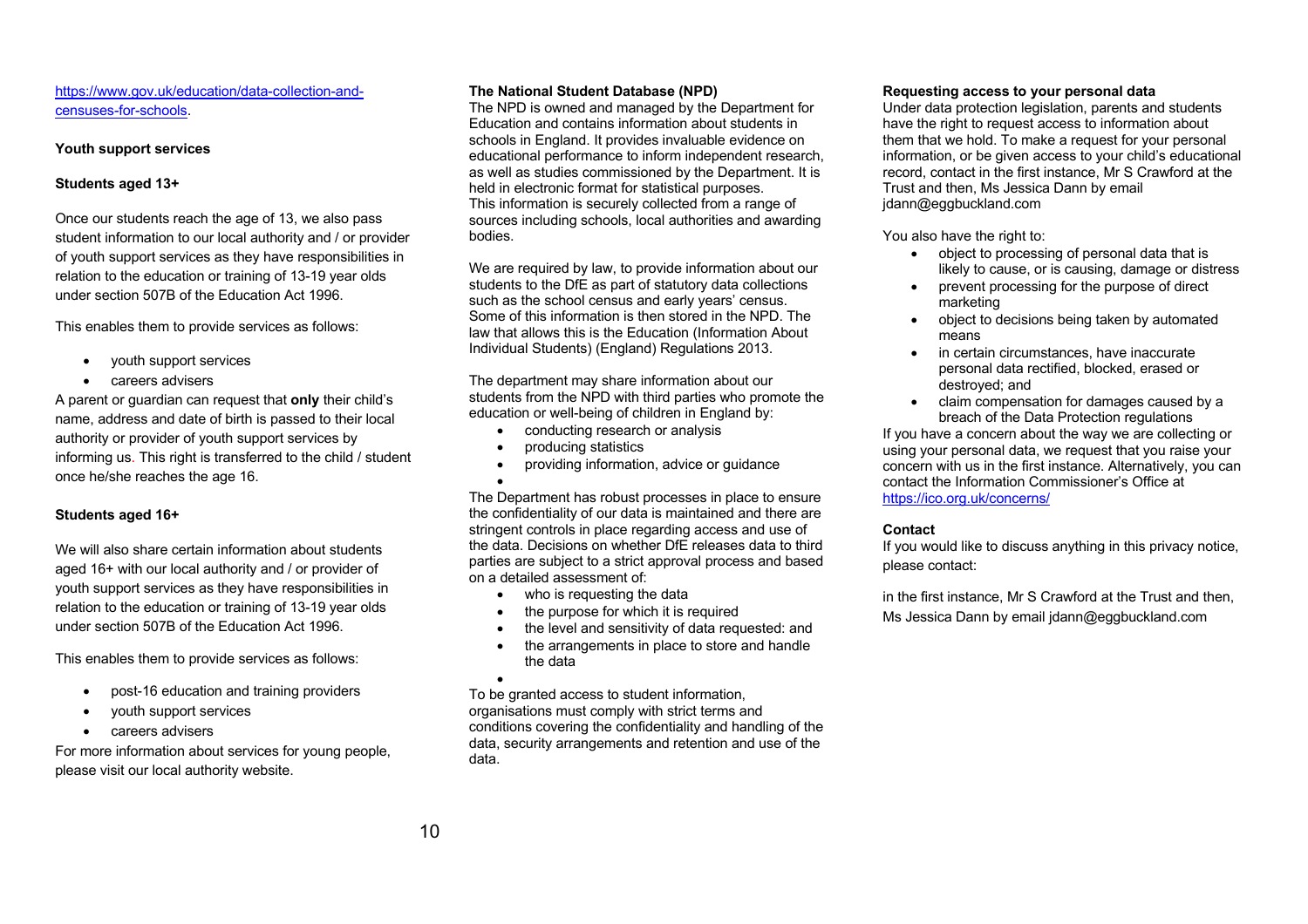https://www.gov.uk/education/data-collection-and-censuses-for-schools.

**Youth support services**

**Students aged 13+**

Once our students reach the age of 13, we also pass student information to our local authority and / or provider of youth support services as they have responsibilities in relation to the education or training of 13-19 year olds under section 507B of the Education Act 1996.

This enables them to provide services as follows:

- youth support services
- careers advisers

A parent or guardian can request that **only** their child's name, address and date of birth is passed to their local authority or provider of youth support services by informing us. This right is transferred to the child / student once he/she reaches the age 16.

**Students aged 16+**

We will also share certain information about students aged 16+ with our local authority and / or provider of youth support services as they have responsibilities in relation to the education or training of 13-19 year olds under section 507B of the Education Act 1996.

This enables them to provide services as follows:

- post-16 education and training providers
- youth support services
- careers advisers

For more information about services for young people, please visit our local authority website.

**The National Student Database (NPD)**

The NPD is owned and managed by the Department for Education and contains information about students in schools in England. It provides invaluable evidence on educational performance to inform independent research, as well as studies commissioned by the Department. It is held in electronic format for statistical purposes. This information is securely collected from a range of sources including schools, local authorities and awarding bodies.

We are required by law, to provide information about our students to the DfE as part of statutory data collections such as the school census and early years' census. Some of this information is then stored in the NPD. The law that allows this is the Education (Information About Individual Students) (England) Regulations 2013.

The department may share information about our students from the NPD with third parties who promote the education or well-being of children in England by:

- conducting research or analysis
- producing statistics
- providing information, advice or guidance

The Department has robust processes in place to ensure the confidentiality of our data is maintained and there are stringent controls in place regarding access and use of the data. Decisions on whether DfE releases data to third parties are subject to a strict approval process and based on a detailed assessment of:

- who is requesting the data
- the purpose for which it is required
- the level and sensitivity of data requested: and
- the arrangements in place to store and handle the data

To be granted access to student information, organisations must comply with strict terms and conditions covering the confidentiality and handling of the data, security arrangements and retention and use of the data.

**Requesting access to your personal data**

Under data protection legislation, parents and students have the right to request access to information about them that we hold. To make a request for your personal information, or be given access to your child's educational record, contact in the first instance, Mr S Crawford at the Trust and then, Ms Jessica Dann by email jdann@eggbuckland.com

You also have the right to:

- object to processing of personal data that is likely to cause, or is causing, damage or distress
- prevent processing for the purpose of direct marketing
- object to decisions being taken by automated means
- in certain circumstances, have inaccurate personal data rectified, blocked, erased or destroyed; and
- claim compensation for damages caused by a breach of the Data Protection regulations

If you have a concern about the way we are collecting or using your personal data, we request that you raise your concern with us in the first instance. Alternatively, you can contact the Information Commissioner's Office at https://ico.org.uk/concerns/

**Contact**

If you would like to discuss anything in this privacy notice, please contact:

in the first instance, Mr S Crawford at the Trust and then, Ms Jessica Dann by email jdann@eggbuckland.com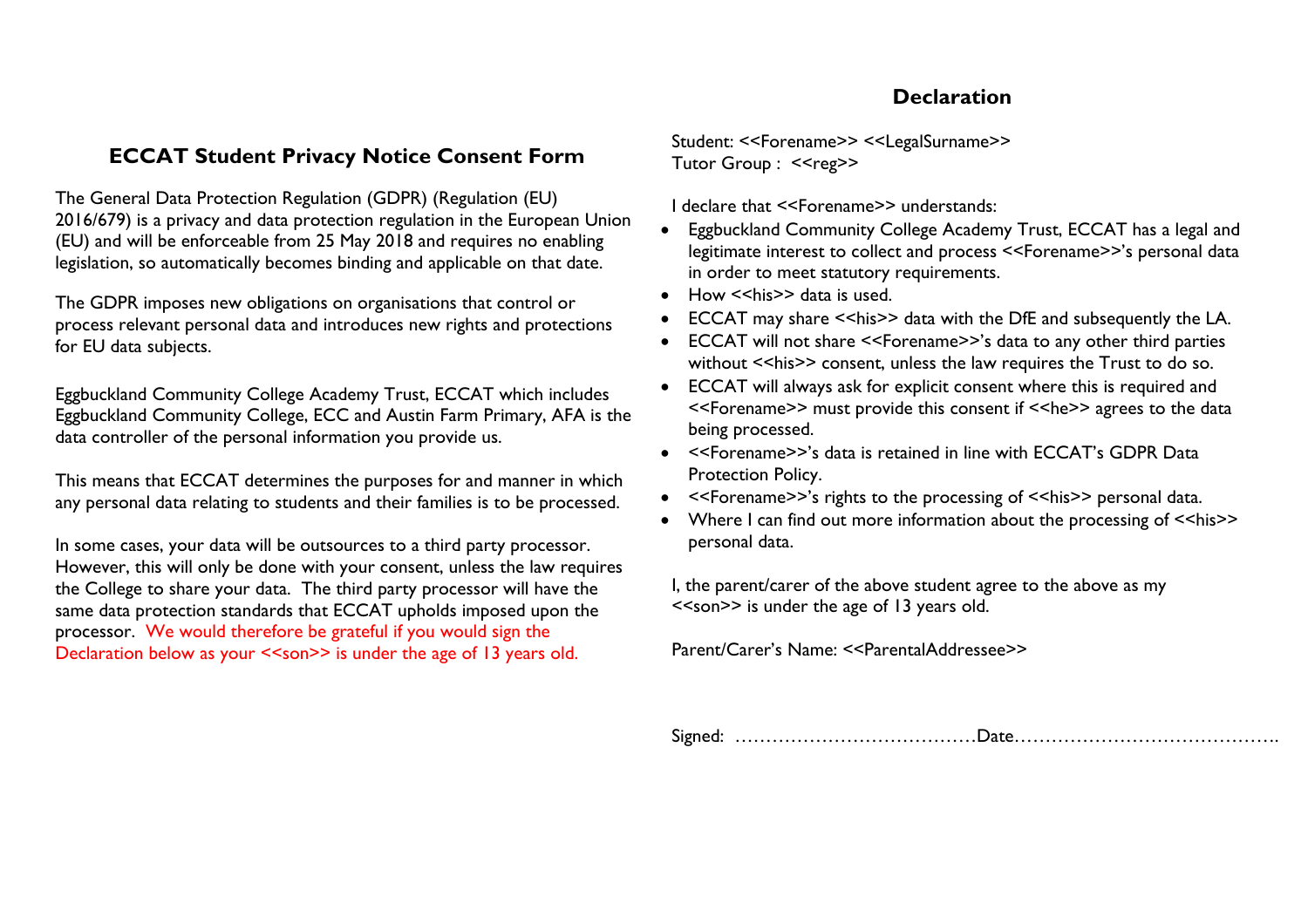## ECCAT Student Privacy Notice Consent Form

The General Data Protection Regulation (GDPR) (Regulation (EU) 2016/679) is a privacy and data protection regulation in the European Union (EU) and will be enforceable from 25 May 2018 and requires no enabling legislation, so automatically becomes binding and applicable on that date.

The GDPR imposes new obligations on organisations that control or process relevant personal data and introduces new rights and protections for EU data subjects.

Eggbuckland Community College Academy Trust, ECCAT which includes Eggbuckland Community College, ECC and Austin Farm Primary, AFA is the data controller of the personal information you provide us.

This means that ECCAT determines the purposes for and manner in which any personal data relating to students and their families is to be processed.

In some cases, your data will be outsources to a third party processor. However, this will only be done with your consent, unless the law requires the College to share your data. The third party processor will have the same data protection standards that ECCAT upholds imposed upon the processor. We would therefore be grateful if you would sign the Declaration below as your <<son>> is under the age of 13 years old.

## Declaration

Student: <<Forename>> <<LegalSurname>>
Tutor Group : <<reg>>

I declare that <<Forename>> understands:

- Eggbuckland Community College Academy Trust, ECCAT has a legal and legitimate interest to collect and process <<Forename>>'s personal data in order to meet statutory requirements.
- How <<his>> data is used.
- ECCAT may share <<his>> data with the DfE and subsequently the LA.
- ECCAT will not share <<Forename>>'s data to any other third parties without <<his>> consent, unless the law requires the Trust to do so.
- ECCAT will always ask for explicit consent where this is required and <<Forename>> must provide this consent if <<he>> agrees to the data being processed.
- <<Forename>>'s data is retained in line with ECCAT's GDPR Data Protection Policy.
- <<Forename>>'s rights to the processing of <<his>> personal data.
- Where I can find out more information about the processing of <<his>> personal data.

I, the parent/carer of the above student agree to the above as my <<son>> is under the age of 13 years old.

Parent/Carer's Name: <<ParentalAddressee>>

Signed: …………………………………Date…………………………………….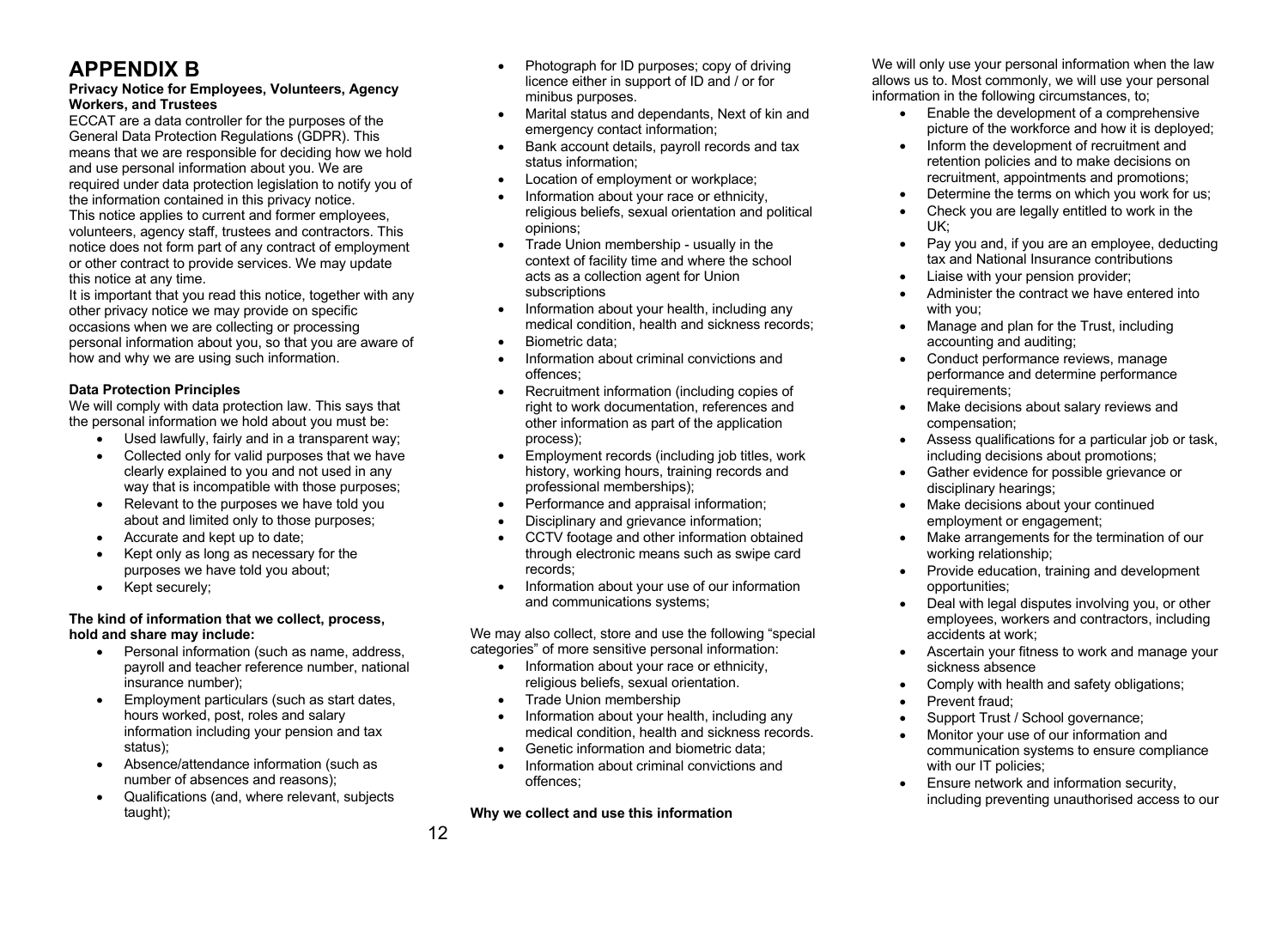# APPENDIX B

**Privacy Notice for Employees, Volunteers, Agency Workers, and Trustees**

ECCAT are a data controller for the purposes of the General Data Protection Regulations (GDPR). This means that we are responsible for deciding how we hold and use personal information about you. We are required under data protection legislation to notify you of the information contained in this privacy notice.

This notice applies to current and former employees, volunteers, agency staff, trustees and contractors. This notice does not form part of any contract of employment or other contract to provide services. We may update this notice at any time.

It is important that you read this notice, together with any other privacy notice we may provide on specific occasions when we are collecting or processing personal information about you, so that you are aware of how and why we are using such information.

**Data Protection Principles**

We will comply with data protection law. This says that the personal information we hold about you must be:

- Used lawfully, fairly and in a transparent way;
- Collected only for valid purposes that we have clearly explained to you and not used in any way that is incompatible with those purposes;
- Relevant to the purposes we have told you about and limited only to those purposes;
- Accurate and kept up to date;
- Kept only as long as necessary for the purposes we have told you about;
- Kept securely;

**The kind of information that we collect, process, hold and share may include:**

- Personal information (such as name, address, payroll and teacher reference number, national insurance number);
- Employment particulars (such as start dates, hours worked, post, roles and salary information including your pension and tax status);
- Absence/attendance information (such as number of absences and reasons);
- Qualifications (and, where relevant, subjects taught);
- Photograph for ID purposes; copy of driving licence either in support of ID and / or for minibus purposes.
- Marital status and dependants, Next of kin and emergency contact information;
- Bank account details, payroll records and tax status information;
- Location of employment or workplace;
- Information about your race or ethnicity, religious beliefs, sexual orientation and political opinions;
- Trade Union membership - usually in the context of facility time and where the school acts as a collection agent for Union subscriptions
- Information about your health, including any medical condition, health and sickness records;
- Biometric data;
- Information about criminal convictions and offences;
- Recruitment information (including copies of right to work documentation, references and other information as part of the application process);
- Employment records (including job titles, work history, working hours, training records and professional memberships);
- Performance and appraisal information;
- Disciplinary and grievance information;
- CCTV footage and other information obtained through electronic means such as swipe card records;
- Information about your use of our information and communications systems;

We may also collect, store and use the following "special categories" of more sensitive personal information:

- Information about your race or ethnicity, religious beliefs, sexual orientation.
- Trade Union membership
- Information about your health, including any medical condition, health and sickness records.
- Genetic information and biometric data;
- Information about criminal convictions and offences;

**Why we collect and use this information**

We will only use your personal information when the law allows us to. Most commonly, we will use your personal information in the following circumstances, to;

- Enable the development of a comprehensive picture of the workforce and how it is deployed;
- Inform the development of recruitment and retention policies and to make decisions on recruitment, appointments and promotions;
- Determine the terms on which you work for us;
- Check you are legally entitled to work in the UK;
- Pay you and, if you are an employee, deducting tax and National Insurance contributions
- Liaise with your pension provider;
- Administer the contract we have entered into with you;
- Manage and plan for the Trust, including accounting and auditing;
- Conduct performance reviews, manage performance and determine performance requirements;
- Make decisions about salary reviews and compensation;
- Assess qualifications for a particular job or task, including decisions about promotions;
- Gather evidence for possible grievance or disciplinary hearings;
- Make decisions about your continued employment or engagement;
- Make arrangements for the termination of our working relationship;
- Provide education, training and development opportunities;
- Deal with legal disputes involving you, or other employees, workers and contractors, including accidents at work;
- Ascertain your fitness to work and manage your sickness absence
- Comply with health and safety obligations;
- Prevent fraud;
- Support Trust / School governance;
- Monitor your use of our information and communication systems to ensure compliance with our IT policies;
- Ensure network and information security, including preventing unauthorised access to our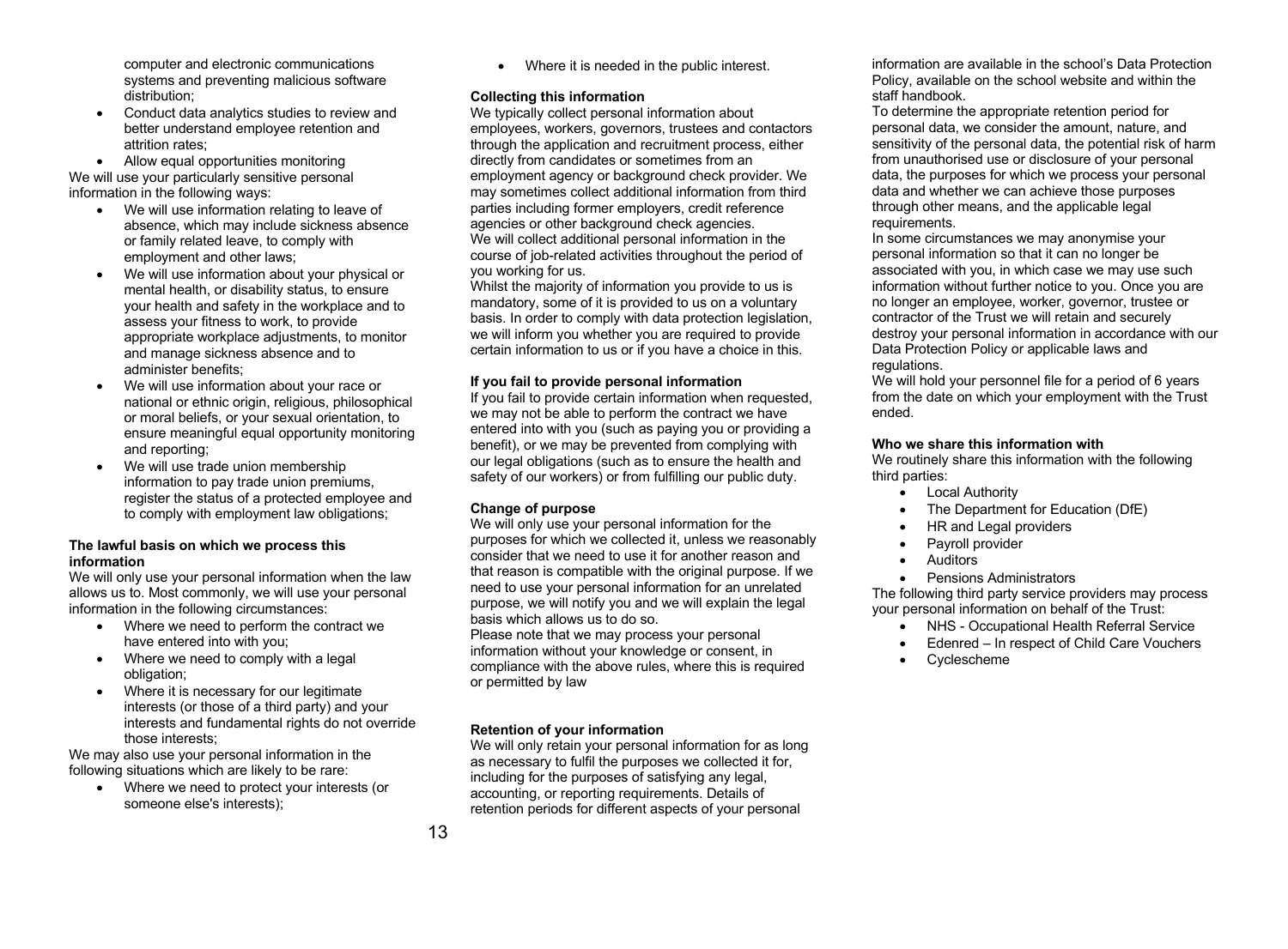computer and electronic communications systems and preventing malicious software distribution;

- Conduct data analytics studies to review and better understand employee retention and attrition rates;
- Allow equal opportunities monitoring

We will use your particularly sensitive personal information in the following ways:

- We will use information relating to leave of absence, which may include sickness absence or family related leave, to comply with employment and other laws;
- We will use information about your physical or mental health, or disability status, to ensure your health and safety in the workplace and to assess your fitness to work, to provide appropriate workplace adjustments, to monitor and manage sickness absence and to administer benefits;
- We will use information about your race or national or ethnic origin, religious, philosophical or moral beliefs, or your sexual orientation, to ensure meaningful equal opportunity monitoring and reporting;
- We will use trade union membership information to pay trade union premiums, register the status of a protected employee and to comply with employment law obligations;

**The lawful basis on which we process this information**

We will only use your personal information when the law allows us to. Most commonly, we will use your personal information in the following circumstances:

- Where we need to perform the contract we have entered into with you;
- Where we need to comply with a legal obligation;
- Where it is necessary for our legitimate interests (or those of a third party) and your interests and fundamental rights do not override those interests;

We may also use your personal information in the following situations which are likely to be rare:

- Where we need to protect your interests (or someone else's interests);
- Where it is needed in the public interest.

**Collecting this information**

We typically collect personal information about employees, workers, governors, trustees and contactors through the application and recruitment process, either directly from candidates or sometimes from an employment agency or background check provider. We may sometimes collect additional information from third parties including former employers, credit reference agencies or other background check agencies.

We will collect additional personal information in the course of job-related activities throughout the period of you working for us.

Whilst the majority of information you provide to us is mandatory, some of it is provided to us on a voluntary basis. In order to comply with data protection legislation, we will inform you whether you are required to provide certain information to us or if you have a choice in this.

**If you fail to provide personal information**

If you fail to provide certain information when requested, we may not be able to perform the contract we have entered into with you (such as paying you or providing a benefit), or we may be prevented from complying with our legal obligations (such as to ensure the health and safety of our workers) or from fulfilling our public duty.

**Change of purpose**

We will only use your personal information for the purposes for which we collected it, unless we reasonably consider that we need to use it for another reason and that reason is compatible with the original purpose. If we need to use your personal information for an unrelated purpose, we will notify you and we will explain the legal basis which allows us to do so.

Please note that we may process your personal information without your knowledge or consent, in compliance with the above rules, where this is required or permitted by law

**Retention of your information**

We will only retain your personal information for as long as necessary to fulfil the purposes we collected it for, including for the purposes of satisfying any legal, accounting, or reporting requirements. Details of retention periods for different aspects of your personal information are available in the school's Data Protection Policy, available on the school website and within the staff handbook.

To determine the appropriate retention period for personal data, we consider the amount, nature, and sensitivity of the personal data, the potential risk of harm from unauthorised use or disclosure of your personal data, the purposes for which we process your personal data and whether we can achieve those purposes through other means, and the applicable legal requirements.

In some circumstances we may anonymise your personal information so that it can no longer be associated with you, in which case we may use such information without further notice to you. Once you are no longer an employee, worker, governor, trustee or contractor of the Trust we will retain and securely destroy your personal information in accordance with our Data Protection Policy or applicable laws and regulations.

We will hold your personnel file for a period of 6 years from the date on which your employment with the Trust ended.

**Who we share this information with**

We routinely share this information with the following third parties:

- Local Authority
- The Department for Education (DfE)
- HR and Legal providers
- Payroll provider
- Auditors
- Pensions Administrators

The following third party service providers may process your personal information on behalf of the Trust:

- NHS - Occupational Health Referral Service
- Edenred – In respect of Child Care Vouchers
- Cyclescheme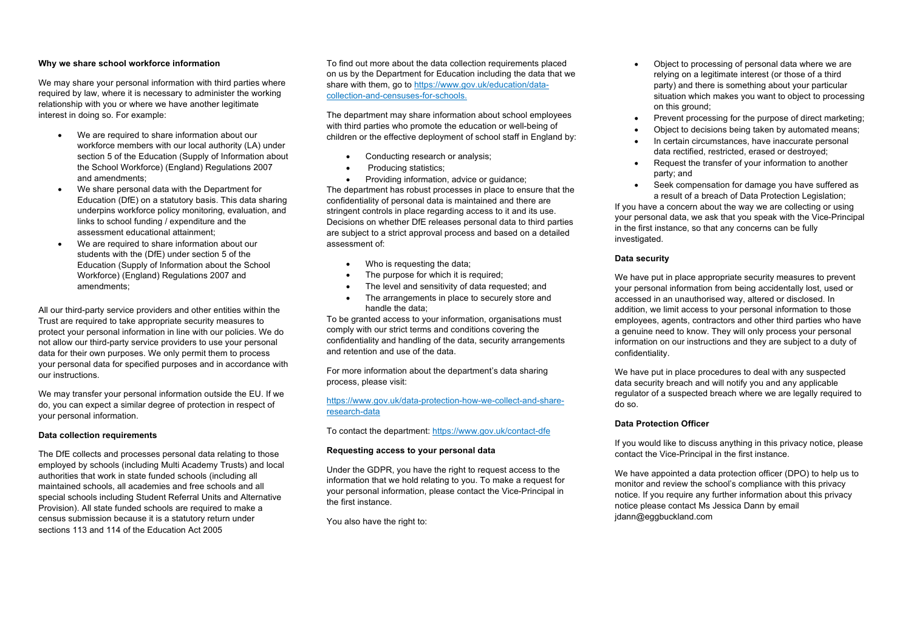**Why we share school workforce information**

We may share your personal information with third parties where required by law, where it is necessary to administer the working relationship with you or where we have another legitimate interest in doing so. For example:

- We are required to share information about our workforce members with our local authority (LA) under section 5 of the Education (Supply of Information about the School Workforce) (England) Regulations 2007 and amendments;
- We share personal data with the Department for Education (DfE) on a statutory basis. This data sharing underpins workforce policy monitoring, evaluation, and links to school funding / expenditure and the assessment educational attainment;
- We are required to share information about our students with the (DfE) under section 5 of the Education (Supply of Information about the School Workforce) (England) Regulations 2007 and amendments;

All our third-party service providers and other entities within the Trust are required to take appropriate security measures to protect your personal information in line with our policies. We do not allow our third-party service providers to use your personal data for their own purposes. We only permit them to process your personal data for specified purposes and in accordance with our instructions.

We may transfer your personal information outside the EU. If we do, you can expect a similar degree of protection in respect of your personal information.

**Data collection requirements**

The DfE collects and processes personal data relating to those employed by schools (including Multi Academy Trusts) and local authorities that work in state funded schools (including all maintained schools, all academies and free schools and all special schools including Student Referral Units and Alternative Provision). All state funded schools are required to make a census submission because it is a statutory return under sections 113 and 114 of the Education Act 2005

To find out more about the data collection requirements placed on us by the Department for Education including the data that we share with them, go to [https://www.gov.uk/education/data-collection-and-censuses-for-schools.](https://www.gov.uk/education/data-collection-and-censuses-for-schools)

The department may share information about school employees with third parties who promote the education or well-being of children or the effective deployment of school staff in England by:

- Conducting research or analysis;
- Producing statistics;
- Providing information, advice or guidance;

The department has robust processes in place to ensure that the confidentiality of personal data is maintained and there are stringent controls in place regarding access to it and its use. Decisions on whether DfE releases personal data to third parties are subject to a strict approval process and based on a detailed assessment of:

- Who is requesting the data;
- The purpose for which it is required;
- The level and sensitivity of data requested; and
- The arrangements in place to securely store and handle the data;

To be granted access to your information, organisations must comply with our strict terms and conditions covering the confidentiality and handling of the data, security arrangements and retention and use of the data.

For more information about the department's data sharing process, please visit:

[https://www.gov.uk/data-protection-how-we-collect-and-share-research-data](https://www.gov.uk/data-protection-how-we-collect-and-share-research-data)

To contact the department: [https://www.gov.uk/contact-dfe](https://www.gov.uk/contact-dfe)

**Requesting access to your personal data**

Under the GDPR, you have the right to request access to the information that we hold relating to you. To make a request for your personal information, please contact the Vice-Principal in the first instance.

You also have the right to:

- Object to processing of personal data where we are relying on a legitimate interest (or those of a third party) and there is something about your particular situation which makes you want to object to processing on this ground;
- Prevent processing for the purpose of direct marketing;
- Object to decisions being taken by automated means;
- In certain circumstances, have inaccurate personal data rectified, restricted, erased or destroyed;
- Request the transfer of your information to another party; and
- Seek compensation for damage you have suffered as a result of a breach of Data Protection Legislation;

If you have a concern about the way we are collecting or using your personal data, we ask that you speak with the Vice-Principal in the first instance, so that any concerns can be fully investigated.

**Data security**

We have put in place appropriate security measures to prevent your personal information from being accidentally lost, used or accessed in an unauthorised way, altered or disclosed. In addition, we limit access to your personal information to those employees, agents, contractors and other third parties who have a genuine need to know. They will only process your personal information on our instructions and they are subject to a duty of confidentiality.

We have put in place procedures to deal with any suspected data security breach and will notify you and any applicable regulator of a suspected breach where we are legally required to do so.

**Data Protection Officer**

If you would like to discuss anything in this privacy notice, please contact the Vice-Principal in the first instance.

We have appointed a data protection officer (DPO) to help us to monitor and review the school's compliance with this privacy notice. If you require any further information about this privacy notice please contact Ms Jessica Dann by email jdann@eggbuckland.com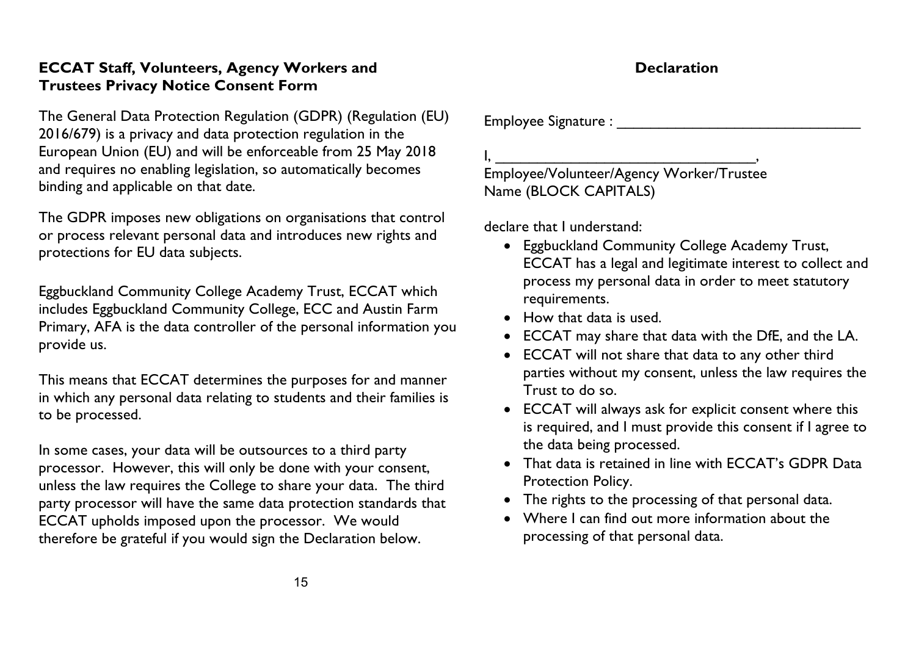**ECCAT Staff, Volunteers, Agency Workers and Trustees Privacy Notice Consent Form**

The General Data Protection Regulation (GDPR) (Regulation (EU) 2016/679) is a privacy and data protection regulation in the European Union (EU) and will be enforceable from 25 May 2018 and requires no enabling legislation, so automatically becomes binding and applicable on that date.

The GDPR imposes new obligations on organisations that control or process relevant personal data and introduces new rights and protections for EU data subjects.

Eggbuckland Community College Academy Trust, ECCAT which includes Eggbuckland Community College, ECC and Austin Farm Primary, AFA is the data controller of the personal information you provide us.

This means that ECCAT determines the purposes for and manner in which any personal data relating to students and their families is to be processed.

In some cases, your data will be outsources to a third party processor. However, this will only be done with your consent, unless the law requires the College to share your data. The third party processor will have the same data protection standards that ECCAT upholds imposed upon the processor. We would therefore be grateful if you would sign the Declaration below.

**Declaration**

Employee Signature : ______________________________

I, _________________________________,
Employee/Volunteer/Agency Worker/Trustee Name (BLOCK CAPITALS)

declare that I understand:

- Eggbuckland Community College Academy Trust, ECCAT has a legal and legitimate interest to collect and process my personal data in order to meet statutory requirements.
- How that data is used.
- ECCAT may share that data with the DfE, and the LA.
- ECCAT will not share that data to any other third parties without my consent, unless the law requires the Trust to do so.
- ECCAT will always ask for explicit consent where this is required, and I must provide this consent if I agree to the data being processed.
- That data is retained in line with ECCAT's GDPR Data Protection Policy.
- The rights to the processing of that personal data.
- Where I can find out more information about the processing of that personal data.